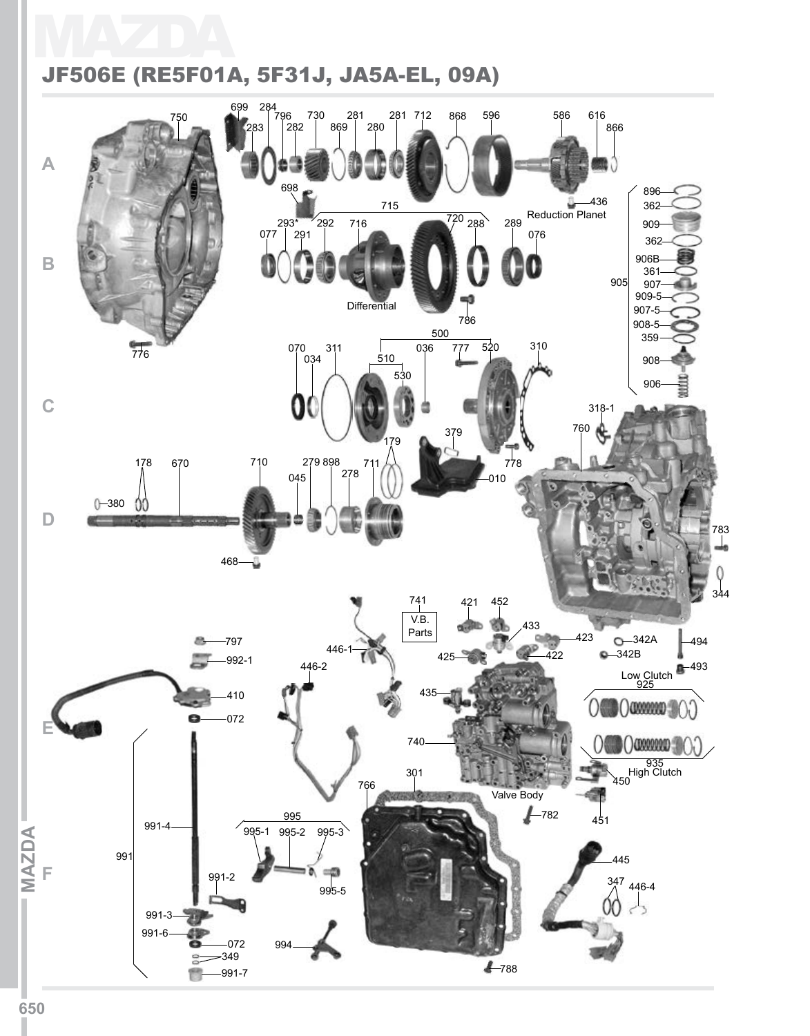# MAZDA

## JF506E (RE5F01A, 5F31J, JA5A-EL, 09A)

A

750 699 284 283 796 282 730 869 281 280 281 712 868 596 586 616 866

698 436 Reduction Planet

B

715 293* 292 716 720 288 289 077 291 076

Differential 786

896 362 909 362 906B 361 905 907 909-5 907-5 908-5 359 908 906

776

C

500 070 034 311 510 036 777 520 310 530

179 379 318-1 760

778

D

178 670 710 279 898 045 278 711 010

380

783

468

344

741 V.B. Parts 421 452 433 423 342A 494 446-1 425 422 342B 493 446-2

797 992-1 410 072

Low Clutch 925

E

435

740

935 High Clutch 450

301 766 Valve Body 782 451

995 995-1 995-2 995-3

991-4

991

F

995-5 991-2 445

347 446-4

991-3

991-6

072 994 349 991-7

788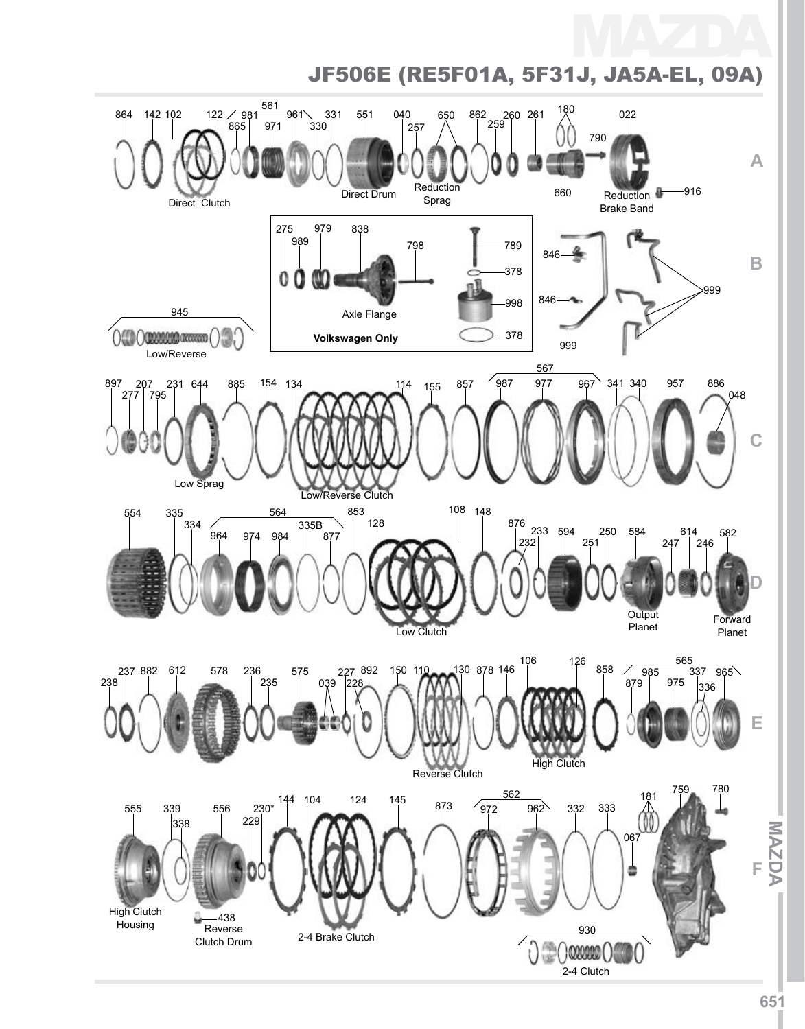# MAZDA

## JF506E (RE5F01A, 5F31J, JA5A-EL, 09A)

864 142 102 122 561 981 865 971 961 330 331 551 040 257 650 862 259 260 261 180 790 022

Direct Clutch

Direct Drum

Reduction Sprag

660

Reduction Brake Band

916

A

275 979 838 989 798 789 378 998 378

Axle Flange

**Volkswagen Only**

846 846 999 999

B

945

Low/Reverse

567

897 277 207 795 231 644 885 154 134 114 155 857 987 977 967 341 340 957 886 048

Low Sprag

Low/Reverse Clutch

C

554 335 334 564 964 974 984 335B 877 853 128 108 148 876 232 233 594 250 251 584 614 247 246 582

Low Clutch

Output Planet

Forward Planet

D

237 238 882 612 578 236 235 575 227 039 228 892 150 110 130 878 146 106 126 858 565 879 985 975 337 336 965

Reverse Clutch

High Clutch

E

555 339 338 556 230* 229 144 104 124 145 873 562 972 962 332 333 181 759 780 067

High Clutch Housing

438 Reverse Clutch Drum

2-4 Brake Clutch

930

2-4 Clutch

F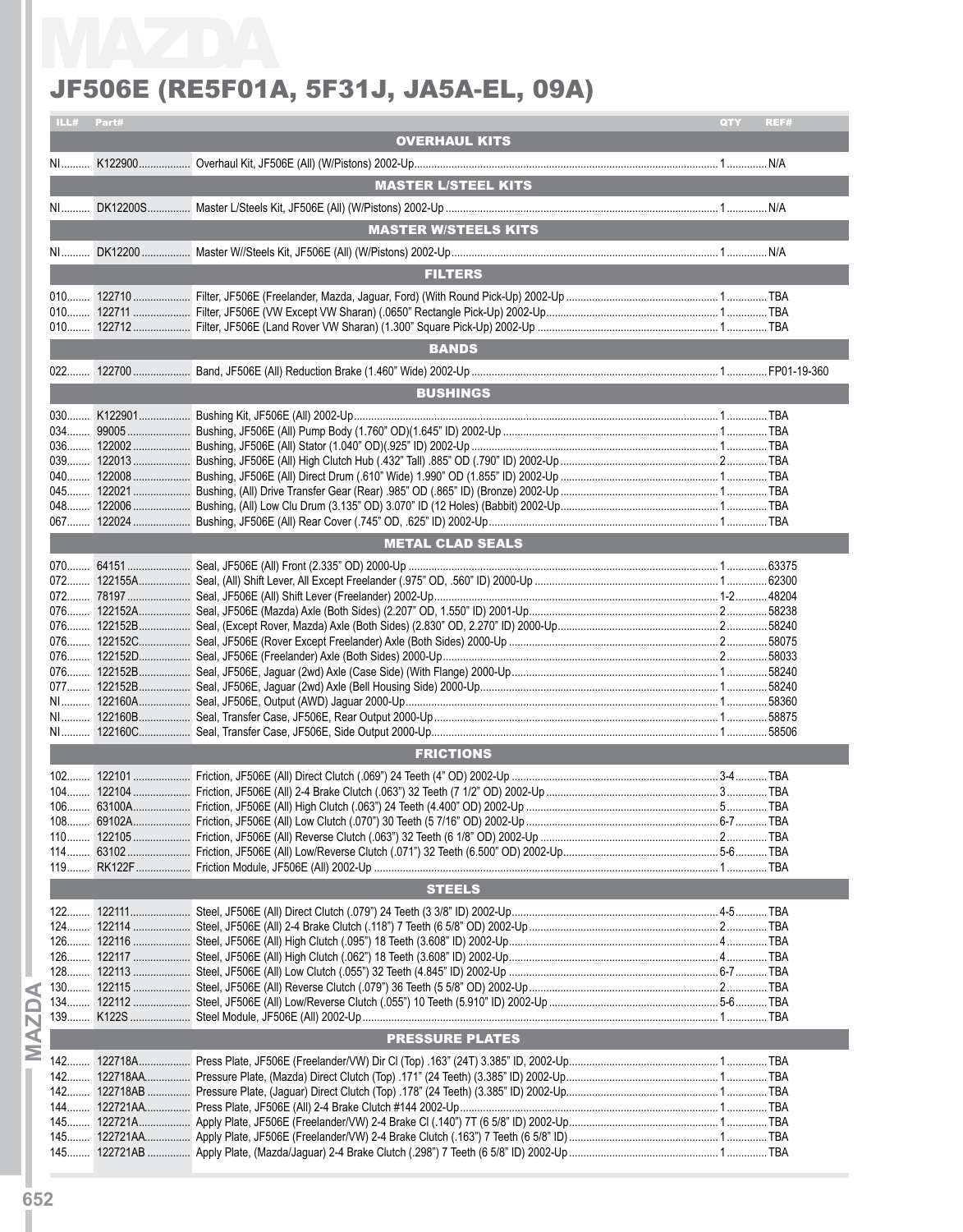# JF506E (RE5F01A, 5F31J, JA5A-EL, 09A)

| ILL# | Part# | Description | QTY | REF# |
|---|---|---|---|---|
| | | **OVERHAUL KITS** | | |
| NI | K122900 | Overhaul Kit, JF506E (All) (W/Pistons) 2002-Up | 1 | N/A |
| | | **MASTER L/STEEL KITS** | | |
| NI | DK12200S | Master L/Steels Kit, JF506E (All) (W/Pistons) 2002-Up | 1 | N/A |
| | | **MASTER W/STEELS KITS** | | |
| NI | DK12200 | Master W//Steels Kit, JF506E (All) (W/Pistons) 2002-Up | 1 | N/A |
| | | **FILTERS** | | |
| 010 | 122710 | Filter, JF506E (Freelander, Mazda, Jaguar, Ford) (With Round Pick-Up) 2002-Up | 1 | TBA |
| 010 | 122711 | Filter, JF506E (VW Except VW Sharan) (.0650" Rectangle Pick-Up) 2002-Up | 1 | TBA |
| 010 | 122712 | Filter, JF506E (Land Rover VW Sharan) (1.300" Square Pick-Up) 2002-Up | 1 | TBA |
| | | **BANDS** | | |
| 022 | 122700 | Band, JF506E (All) Reduction Brake (1.460" Wide) 2002-Up | 1 | FP01-19-360 |
| | | **BUSHINGS** | | |
| 030 | K122901 | Bushing Kit, JF506E (All) 2002-Up | 1 | TBA |
| 034 | 99005 | Bushing, JF506E (All) Pump Body (1.760" OD)(1.645" ID) 2002-Up | 1 | TBA |
| 036 | 122002 | Bushing, JF506E (All) Stator (1.040" OD)(.925" ID) 2002-Up | 1 | TBA |
| 039 | 122013 | Bushing, JF506E (All) High Clutch Hub (.432" Tall) .885" OD (.790" ID) 2002-Up | 2 | TBA |
| 040 | 122008 | Bushing, JF506E (All) Direct Drum (.610" Wide) 1.990" OD (1.855" ID) 2002-Up | 1 | TBA |
| 045 | 122021 | Bushing, (All) Drive Transfer Gear (Rear) .985" OD (.865" ID) (Bronze) 2002-Up | 1 | TBA |
| 048 | 122006 | Bushing, (All) Low Clu Drum (3.135" OD) 3.070" ID (12 Holes) (Babbit) 2002-Up | 1 | TBA |
| 067 | 122024 | Bushing, JF506E (All) Rear Cover (.745" OD, .625" ID) 2002-Up | 1 | TBA |
| | | **METAL CLAD SEALS** | | |
| 070 | 64151 | Seal, JF506E (All) Front (2.335" OD) 2000-Up | 1 | 63375 |
| 072 | 122155A | Seal, (All) Shift Lever, All Except Freelander (.975" OD, .560" ID) 2000-Up | 1 | 62300 |
| 072 | 78197 | Seal, JF506E (All) Shift Lever (Freelander) 2002-Up | 1-2 | 48204 |
| 076 | 122152A | Seal, JF506E (Mazda) Axle (Both Sides) (2.207" OD, 1.550" ID) 2001-Up | 2 | 58238 |
| 076 | 122152B | Seal, (Except Rover, Mazda) Axle (Both Sides) (2.830" OD, 2.270" ID) 2000-Up | 2 | 58240 |
| 076 | 122152C | Seal, JF506E (Rover Except Freelander) Axle (Both Sides) 2000-Up | 2 | 58075 |
| 076 | 122152D | Seal, JF506E (Freelander) Axle (Both Sides) 2000-Up | 2 | 58033 |
| 076 | 122152B | Seal, JF506E, Jaguar (2wd) Axle (Case Side) (With Flange) 2000-Up | 1 | 58240 |
| 077 | 122152B | Seal, JF506E, Jaguar (2wd) Axle (Bell Housing Side) 2000-Up | 1 | 58240 |
| NI | 122160A | Seal, JF506E, Output (AWD) Jaguar 2000-Up | 1 | 58360 |
| NI | 122160B | Seal, Transfer Case, JF506E, Rear Output 2000-Up | 1 | 58875 |
| NI | 122160C | Seal, Transfer Case, JF506E, Side Output 2000-Up | 1 | 58506 |
| | | **FRICTIONS** | | |
| 102 | 122101 | Friction, JF506E (All) Direct Clutch (.069") 24 Teeth (4" OD) 2002-Up | 3-4 | TBA |
| 104 | 122104 | Friction, JF506E (All) 2-4 Brake Clutch (.063") 32 Teeth (7 1/2" OD) 2002-Up | 3 | TBA |
| 106 | 63100A | Friction, JF506E (All) High Clutch (.063") 24 Teeth (4.400" OD) 2002-Up | 5 | TBA |
| 108 | 69102A | Friction, JF506E (All) Low Clutch (.070") 30 Teeth (5 7/16" OD) 2002-Up | 6-7 | TBA |
| 110 | 122105 | Friction, JF506E (All) Reverse Clutch (.063") 32 Teeth (6 1/8" OD) 2002-Up | 2 | TBA |
| 114 | 63102 | Friction, JF506E (All) Low/Reverse Clutch (.071") 32 Teeth (6.500" OD) 2002-Up | 5-6 | TBA |
| 119 | RK122F | Friction Module, JF506E (All) 2002-Up | 1 | TBA |
| | | **STEELS** | | |
| 122 | 122111 | Steel, JF506E (All) Direct Clutch (.079") 24 Teeth (3 3/8" ID) 2002-Up | 4-5 | TBA |
| 124 | 122114 | Steel, JF506E (All) 2-4 Brake Clutch (.118") 7 Teeth (6 5/8" OD) 2002-Up | 2 | TBA |
| 126 | 122116 | Steel, JF506E (All) High Clutch (.095") 18 Teeth (3.608" ID) 2002-Up | 4 | TBA |
| 126 | 122117 | Steel, JF506E (All) High Clutch (.062") 18 Teeth (3.608" ID) 2002-Up | 4 | TBA |
| 128 | 122113 | Steel, JF506E (All) Low Clutch (.055") 32 Teeth (4.845" ID) 2002-Up | 6-7 | TBA |
| 130 | 122115 | Steel, JF506E (All) Reverse Clutch (.079") 36 Teeth (5 5/8" OD) 2002-Up | 2 | TBA |
| 134 | 122112 | Steel, JF506E (All) Low/Reverse Clutch (.055") 10 Teeth (5.910" ID) 2002-Up | 5-6 | TBA |
| 139 | K122S | Steel Module, JF506E (All) 2002-Up | 1 | TBA |
| | | **PRESSURE PLATES** | | |
| 142 | 122718A | Press Plate, JF506E (Freelander/VW) Dir Cl (Top) .163" (24T) 3.385" ID, 2002-Up | 1 | TBA |
| 142 | 122718AA | Pressure Plate, (Mazda) Direct Clutch (Top) .171" (24 Teeth) (3.385" ID) 2002-Up | 1 | TBA |
| 142 | 122718AB | Pressure Plate, (Jaguar) Direct Clutch (Top) .178" (24 Teeth) (3.385" ID) 2002-Up | 1 | TBA |
| 144 | 122721AA | Press Plate, JF506E (All) 2-4 Brake Clutch #144 2002-Up | 1 | TBA |
| 145 | 122721A | Apply Plate, JF506E (Freelander/VW) 2-4 Brake Cl (.140") 7T (6 5/8" OD) 2002-Up | 1 | TBA |
| 145 | 122721AA | Apply Plate, JF506E (Freelander/VW) 2-4 Brake Clutch (.163") 7 Teeth (6 5/8" OD) | 1 | TBA |
| 145 | 122721AB | Apply Plate, (Mazda/Jaguar) 2-4 Brake Clutch (.298") 7 Teeth (6 5/8" OD) 2002-Up | 1 | TBA |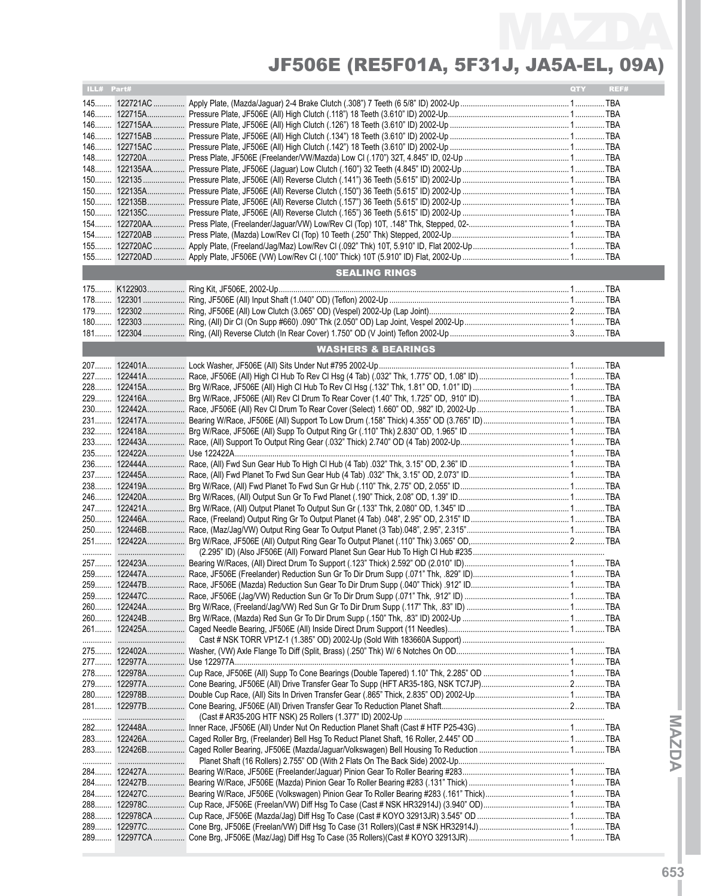# JF506E (RE5F01A, 5F31J, JA5A-EL, 09A)

| ILL# | Part# | | QTY | REF# |
|---|---|---|---|---|
| 145 | 122721AC | Apply Plate, (Mazda/Jaguar) 2-4 Brake Clutch (.308") 7 Teeth (6 5/8" ID) 2002-Up | 1 | TBA |
| 146 | 122715A | Pressure Plate, JF506E (All) High Clutch (.118") 18 Teeth (3.610" ID) 2002-Up | 1 | TBA |
| 146 | 122715AA | Pressure Plate, JF506E (All) High Clutch (.126") 18 Teeth (3.610" ID) 2002-Up | 1 | TBA |
| 146 | 122715AB | Pressure Plate, JF506E (All) High Clutch (.134") 18 Teeth (3.610" ID) 2002-Up | 1 | TBA |
| 146 | 122715AC | Pressure Plate, JF506E (All) High Clutch (.142") 18 Teeth (3.610" ID) 2002-Up | 1 | TBA |
| 148 | 122720A | Press Plate, JF506E (Freelander/VW/Mazda) Low Cl (.170") 32T, 4.845" ID, 02-Up | 1 | TBA |
| 148 | 122135AA | Pressure Plate, JF506E (Jaguar) Low Clutch (.160") 32 Teeth (4.845" ID) 2002-Up | 1 | TBA |
| 150 | 122135 | Pressure Plate, JF506E (All) Reverse Clutch (.141") 36 Teeth (5.615" ID) 2002-Up | 1 | TBA |
| 150 | 122135A | Pressure Plate, JF506E (All) Reverse Clutch (.150") 36 Teeth (5.615" ID) 2002-Up | 1 | TBA |
| 150 | 122135B | Pressure Plate, JF506E (All) Reverse Clutch (.157") 36 Teeth (5.615" ID) 2002-Up | 1 | TBA |
| 150 | 122135C | Pressure Plate, JF506E (All) Reverse Clutch (.165") 36 Teeth (5.615" ID) 2002-Up | 1 | TBA |
| 154 | 122720AA | Press Plate, (Freelander/Jaguar/VW) Low/Rev Cl (Top) 10T, .148" Thk, Stepped, 02- | 1 | TBA |
| 154 | 122720AB | Press Plate, (Mazda) Low/Rev Cl (Top) 10 Teeth (.250" Thk) Stepped, 2002-Up | 1 | TBA |
| 155 | 122720AC | Apply Plate, (Freeland/Jag/Maz) Low/Rev Cl (.092" Thk) 10T, 5.910" ID, Flat 2002-Up | 1 | TBA |
| 155 | 122720AD | Apply Plate, JF506E (VW) Low/Rev Cl (.100" Thick) 10T (5.910" ID) Flat, 2002-Up | 1 | TBA |

## SEALING RINGS

| ILL# | Part# | | QTY | REF# |
|---|---|---|---|---|
| 175 | K122903 | Ring Kit, JF506E, 2002-Up | 1 | TBA |
| 178 | 122301 | Ring, JF506E (All) Input Shaft (1.040" OD) (Teflon) 2002-Up | 1 | TBA |
| 179 | 122302 | Ring, JF506E (All) Low Clutch (3.065" OD) (Vespel) 2002-Up (Lap Joint) | 2 | TBA |
| 180 | 122303 | Ring, (All) Dir Cl (On Supp #660) .090" Thk (2.050" OD) Lap Joint, Vespel 2002-Up | 1 | TBA |
| 181 | 122304 | Ring, (All) Reverse Clutch (In Rear Cover) 1.750" OD (V Joint) Teflon 2002-Up | 3 | TBA |

## WASHERS & BEARINGS

| ILL# | Part# | | QTY | REF# |
|---|---|---|---|---|
| 207 | 122401A | Lock Washer, JF506E (All) Sits Under Nut #795 2002-Up | 1 | TBA |
| 227 | 122441A | Race, JF506E (All) High Cl Hub To Rev Cl Hsg (4 Tab) (.032" Thk, 1.775" OD, 1.08" ID) | 1 | TBA |
| 228 | 122415A | Brg W/Race, JF506E (All) High Cl Hub To Rev Cl Hsg (.132" Thk, 1.81" OD, 1.01" ID) | 1 | TBA |
| 229 | 122416A | Brg W/Race, JF506E (All) Rev Cl Drum To Rear Cover (1.40" Thk, 1.725" OD, .910" ID) | 1 | TBA |
| 230 | 122442A | Race, JF506E (All) Rev Cl Drum To Rear Cover (Select) 1.660" OD, .982" ID, 2002-Up | 1 | TBA |
| 231 | 122417A | Bearing W/Race, JF506E (All) Support To Low Drum (.158" Thick) 4.355" OD (3.765" ID) | 1 | TBA |
| 232 | 122418A | Brg W/Race, JF506E (All) Supp To Output Ring Gr (.110" Thk) 2.830" OD, 1.965" ID | 1 | TBA |
| 233 | 122443A | Race, (All) Support To Output Ring Gear (.032" Thick) 2.740" OD (4 Tab) 2002-Up | 1 | TBA |
| 235 | 122422A | Use 122422A | 1 | TBA |
| 236 | 122444A | Race, (All) Fwd Sun Gear Hub To High Cl Hub (4 Tab) .032" Thk, 3.15" OD, 2.36" ID | 1 | TBA |
| 237 | 122445A | Race, (All) Fwd Planet To Fwd Sun Gear Hub (4 Tab) .032" Thk, 3.15" OD, 2.073" ID | 1 | TBA |
| 238 | 122419A | Brg W/Race, (All) Fwd Planet To Fwd Sun Gr Hub (.110" Thk, 2.75" OD, 2.055" ID | 1 | TBA |
| 246 | 122420A | Brg W/Races, (All) Output Sun Gr To Fwd Planet (.190" Thick, 2.08" OD, 1.39" ID | 1 | TBA |
| 247 | 122421A | Brg W/Race, (All) Output Planet To Output Sun Gr (.133" Thk, 2.080" OD, 1.345" ID | 1 | TBA |
| 250 | 122446A | Race, (Freeland) Output Ring Gr To Output Planet (4 Tab) .048", 2.95" OD, 2.315" ID | 1 | TBA |
| 250 | 122446B | Race, (Maz/Jag/VW) Output Ring Gear To Output Planet (3 Tab).048", 2.95", 2.315" | 1 | TBA |
| 251 | 122422A | Brg W/Race, JF506E (All) Output Ring Gear To Output Planet (.110" Thk) 3.065" OD, | 2 | TBA |
| | | (2.295" ID) (Also JF506E (All) Forward Planet Sun Gear Hub To High Cl Hub #235 | | |
| 257 | 122423A | Bearing W/Races, (All) Direct Drum To Support (.123" Thick) 2.592" OD (2.010" ID) | 1 | TBA |
| 259 | 122447A | Race, JF506E (Freelander) Reduction Sun Gr To Dir Drum Supp (.071" Thk, .829" ID) | 1 | TBA |
| 259 | 122447B | Race, JF506E (Mazda) Reduction Sun Gear To Dir Drum Supp (.040" Thick) .912" ID | 1 | TBA |
| 259 | 122447C | Race, JF506E (Jag/VW) Reduction Sun Gr To Dir Drum Supp (.071" Thk, .912" ID) | 1 | TBA |
| 260 | 122424A | Brg W/Race, (Freeland/Jag/VW) Red Sun Gr To Dir Drum Supp (.117" Thk, .83" ID) | 1 | TBA |
| 260 | 122424B | Brg W/Race, (Mazda) Red Sun Gr To Dir Drum Supp (.150" Thk, .83" ID) 2002-Up | 1 | TBA |
| 261 | 122425A | Caged Needle Bearing, JF506E (All) Inside Direct Drum Support (11 Needles) | 1 | TBA |
| | | Cast # NSK TORR VP1Z-1 (1.385" OD) 2002-Up (Sold With 183660A Support) | | |
| 275 | 122402A | Washer, (VW) Axle Flange To Diff (Split, Brass) (.250" Thk) W/ 6 Notches On OD | 1 | TBA |
| 277 | 122977A | Use 122977A | 1 | TBA |
| 278 | 122978A | Cup Race, JF506E (All) Supp To Cone Bearings (Double Tapered) 1.10" Thk, 2.285" OD | 1 | TBA |
| 279 | 122977A | Cone Bearing, JF506E (All) Drive Transfer Gear To Supp (HFT AR35-18G, NSK TC7JP) | 2 | TBA |
| 280 | 122978B | Double Cup Race, (All) Sits In Driven Transfer Gear (.865" Thick, 2.835" OD) 2002-Up | 1 | TBA |
| 281 | 122977B | Cone Bearing, JF506E (All) Driven Transfer Gear To Reduction Planet Shaft | 2 | TBA |
| | | (Cast # AR35-20G HTF NSK) 25 Rollers (1.377" ID) 2002-Up | | |
| 282 | 122448A | Inner Race, JF506E (All) Under Nut On Reduction Planet Shaft (Cast # HTF P25-43G) | 1 | TBA |
| 283 | 122426A | Caged Roller Brg, (Freelander) Bell Hsg To Reduct Planet Shaft, 16 Roller, 2.445" OD | 1 | TBA |
| 283 | 122426B | Caged Roller Bearing, JF506E (Mazda/Jaguar/Volkswagen) Bell Housing To Reduction | 1 | TBA |
| | | Planet Shaft (16 Rollers) 2.755" OD (With 2 Flats On The Back Side) 2002-Up | | |
| 284 | 122427A | Bearing W/Race, JF506E (Freelander/Jaguar) Pinion Gear To Roller Bearing #283 | 1 | TBA |
| 284 | 122427B | Bearing W/Race, JF506E (Mazda) Pinion Gear To Roller Bearing #283 (.131" Thick) | 1 | TBA |
| 284 | 122427C | Bearing W/Race, JF506E (Volkswagen) Pinion Gear To Roller Bearing #283 (.161" Thick) | 1 | TBA |
| 288 | 122978C | Cup Race, JF506E (Freelan/VW) Diff Hsg To Case (Cast # NSK HR32914J) (3.940" OD) | 1 | TBA |
| 288 | 122978CA | Cup Race, JF506E (Mazda/Jag) Diff Hsg To Case (Cast # KOYO 32913JR) 3.545" OD | 1 | TBA |
| 289 | 122977C | Cone Brg, JF506E (Freelan/VW) Diff Hsg To Case (31 Rollers)(Cast # NSK HR32914J) | 1 | TBA |
| 289 | 122977CA | Cone Brg, JF506E (Maz/Jag) Diff Hsg To Case (35 Rollers)(Cast # KOYO 32913JR) | 1 | TBA |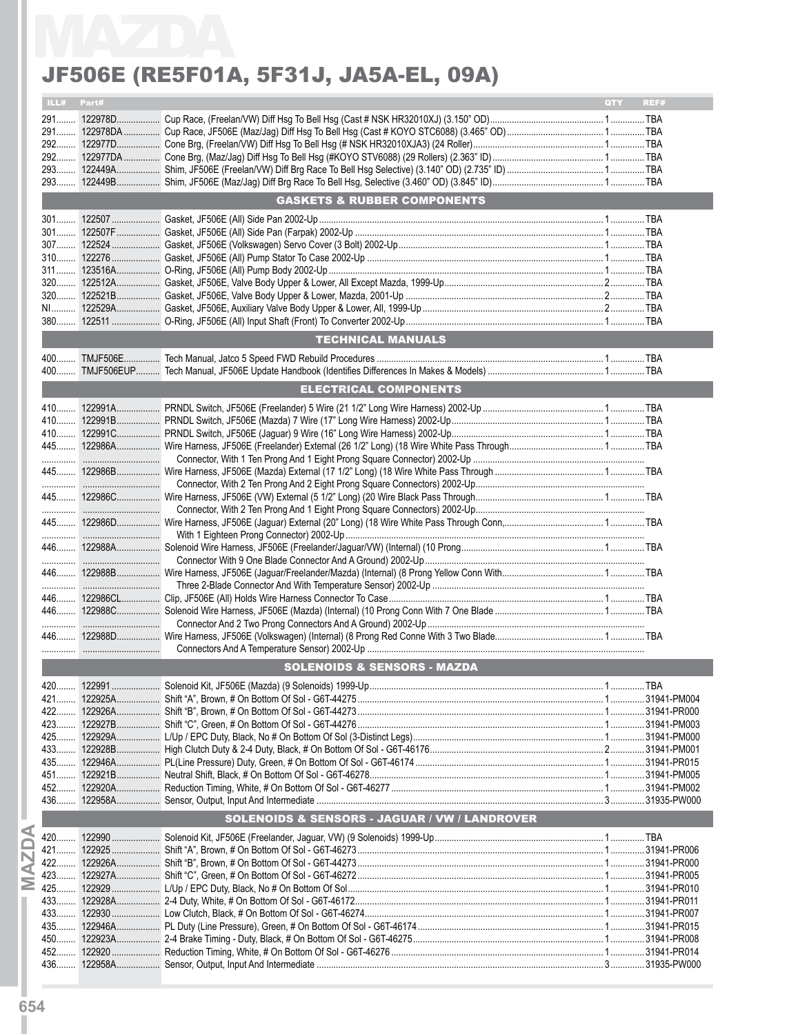# JF506E (RE5F01A, 5F31J, JA5A-EL, 09A)

| ILL# | Part# | | QTY | REF# |
|---|---|---|---|---|
| 291 | 122978D | Cup Race, (Freelan/VW) Diff Hsg To Bell Hsg (Cast # NSK HR32010XJ) (3.150" OD) | 1 | TBA |
| 291 | 122978DA | Cup Race, JF506E (Maz/Jag) Diff Hsg To Bell Hsg (Cast # KOYO STC6088) (3.465" OD) | 1 | TBA |
| 292 | 122977D | Cone Brg, (Freelan/VW) Diff Hsg To Bell Hsg (# NSK HR32010XJA3) (24 Roller) | 1 | TBA |
| 292 | 122977DA | Cone Brg, (Maz/Jag) Diff Hsg To Bell Hsg (#KOYO STV6088) (29 Rollers) (2.363" ID) | 1 | TBA |
| 293 | 122449A | Shim, JF506E (Freelan/VW) Diff Brg Race To Bell Hsg Selective) (3.140" OD) (2.735" ID) | 1 | TBA |
| 293 | 122449B | Shim, JF506E (Maz/Jag) Diff Brg Race To Bell Hsg, Selective (3.460" OD) (3.845" ID) | 1 | TBA |
| | | **GASKETS & RUBBER COMPONENTS** | | |
| 301 | 122507 | Gasket, JF506E (All) Side Pan 2002-Up | 1 | TBA |
| 301 | 122507F | Gasket, JF506E (All) Side Pan (Farpak) 2002-Up | 1 | TBA |
| 307 | 122524 | Gasket, JF506E (Volkswagen) Servo Cover (3 Bolt) 2002-Up | 1 | TBA |
| 310 | 122276 | Gasket, JF506E (All) Pump Stator To Case 2002-Up | 1 | TBA |
| 311 | 123516A | O-Ring, JF506E (All) Pump Body 2002-Up | 1 | TBA |
| 320 | 122512A | Gasket, JF506E, Valve Body Upper & Lower, All Except Mazda, 1999-Up | 2 | TBA |
| 320 | 122521B | Gasket, JF506E, Valve Body Upper & Lower, Mazda, 2001-Up | 2 | TBA |
| NI | 122529A | Gasket, JF506E, Auxiliary Valve Body Upper & Lower, All, 1999-Up | 2 | TBA |
| 380 | 122511 | O-Ring, JF506E (All) Input Shaft (Front) To Converter 2002-Up | 1 | TBA |
| | | **TECHNICAL MANUALS** | | |
| 400 | TMJF506E | Tech Manual, Jatco 5 Speed FWD Rebuild Procedures | 1 | TBA |
| 400 | TMJF506EUP | Tech Manual, JF506E Update Handbook (Identifies Differences In Makes & Models) | 1 | TBA |
| | | **ELECTRICAL COMPONENTS** | | |
| 410 | 122991A | PRNDL Switch, JF506E (Freelander) 5 Wire (21 1/2" Long Wire Harness) 2002-Up | 1 | TBA |
| 410 | 122991B | PRNDL Switch, JF506E (Mazda) 7 Wire (17" Long Wire Harness) 2002-Up | 1 | TBA |
| 410 | 122991C | PRNDL Switch, JF506E (Jaguar) 9 Wire (16" Long Wire Harness) 2002-Up | 1 | TBA |
| 445 | 122986A | Wire Harness, JF506E (Freelander) External (26 1/2" Long) (18 Wire White Pass Through Connector, With 1 Ten Prong And 1 Eight Prong Square Connector) 2002-Up | 1 | TBA |
| 445 | 122986B | Wire Harness, JF506E (Mazda) External (17 1/2" Long) (18 Wire White Pass Through Connector, With 2 Ten Prong And 2 Eight Prong Square Connectors) 2002-Up | 1 | TBA |
| 445 | 122986C | Wire Harness, JF506E (VW) External (5 1/2" Long) (20 Wire Black Pass Through Connector, With 2 Ten Prong And 1 Eight Prong Square Connectors) 2002-Up | 1 | TBA |
| 445 | 122986D | Wire Harness, JF506E (Jaguar) External (20" Long) (18 Wire White Pass Through Conn, With 1 Eighteen Prong Connector) 2002-Up | 1 | TBA |
| 446 | 122988A | Solenoid Wire Harness, JF506E (Freelander/Jaguar/VW) (Internal) (10 Prong Connector With 9 One Blade Connector And A Ground) 2002-Up | 1 | TBA |
| 446 | 122988B | Wire Harness, JF506E (Jaguar/Freelander/Mazda) (Internal) (8 Prong Yellow Conn With Three 2-Blade Connector And With Temperature Sensor) 2002-Up | 1 | TBA |
| 446 | 122986CL | Clip, JF506E (All) Holds Wire Harness Connector To Case | 1 | TBA |
| 446 | 122988C | Solenoid Wire Harness, JF506E (Mazda) (Internal) (10 Prong Conn With 7 One Blade Connector And 2 Two Prong Connectors And A Ground) 2002-Up | 1 | TBA |
| 446 | 122988D | Wire Harness, JF506E (Volkswagen) (Internal) (8 Prong Red Conne With 3 Two Blade Connectors And A Temperature Sensor) 2002-Up | 1 | TBA |
| | | **SOLENOIDS & SENSORS - MAZDA** | | |
| 420 | 122991 | Solenoid Kit, JF506E (Mazda) (9 Solenoids) 1999-Up | 1 | TBA |
| 421 | 122925A | Shift "A", Brown, # On Bottom Of Sol - G6T-44275 | 1 | 31941-PM004 |
| 422 | 122926A | Shift "B", Brown, # On Bottom Of Sol - G6T-44273 | 1 | 31941-PR000 |
| 423 | 122927B | Shift "C", Green, # On Bottom Of Sol - G6T-44276 | 1 | 31941-PM003 |
| 425 | 122929A | L/Up / EPC Duty, Black, No # On Bottom Of Sol (3-Distinct Legs) | 1 | 31941-PM000 |
| 433 | 122928B | High Clutch Duty & 2-4 Duty, Black, # On Bottom Of Sol - G6T-46176 | 2 | 31941-PM001 |
| 435 | 122946A | PL(Line Pressure) Duty, Green, # On Bottom Of Sol - G6T-46174 | 1 | 31941-PR015 |
| 451 | 122921B | Neutral Shift, Black, # On Bottom Of Sol - G6T-46278 | 1 | 31941-PM005 |
| 452 | 122920A | Reduction Timing, White, # On Bottom Of Sol - G6T-46277 | 1 | 31941-PM002 |
| 436 | 122958A | Sensor, Output, Input And Intermediate | 3 | 31935-PW000 |
| | | **SOLENOIDS & SENSORS - JAGUAR / VW / LANDROVER** | | |
| 420 | 122990 | Solenoid Kit, JF506E (Freelander, Jaguar, VW) (9 Solenoids) 1999-Up | 1 | TBA |
| 421 | 122925 | Shift "A", Brown, # On Bottom Of Sol - G6T-46273 | 1 | 31941-PR006 |
| 422 | 122926A | Shift "B", Brown, # On Bottom Of Sol - G6T-44273 | 1 | 31941-PR000 |
| 423 | 122927A | Shift "C", Green, # On Bottom Of Sol - G6T-46272 | 1 | 31941-PR005 |
| 425 | 122929 | L/Up / EPC Duty, Black, No # On Bottom Of Sol | 1 | 31941-PR010 |
| 433 | 122928A | 2-4 Duty, White, # On Bottom Of Sol - G6T-46172 | 1 | 31941-PR011 |
| 433 | 122930 | Low Clutch, Black, # On Bottom Of Sol - G6T-46274 | 1 | 31941-PR007 |
| 435 | 122946A | PL Duty (Line Pressure), Green, # On Bottom Of Sol - G6T-46174 | 1 | 31941-PR015 |
| 450 | 122923A | 2-4 Brake Timing - Duty, Black, # On Bottom Of Sol - G6T-46275 | 1 | 31941-PR008 |
| 452 | 122920 | Reduction Timing, White, # On Bottom Of Sol - G6T-46276 | 1 | 31941-PR014 |
| 436 | 122958A | Sensor, Output, Input And Intermediate | 3 | 31935-PW000 |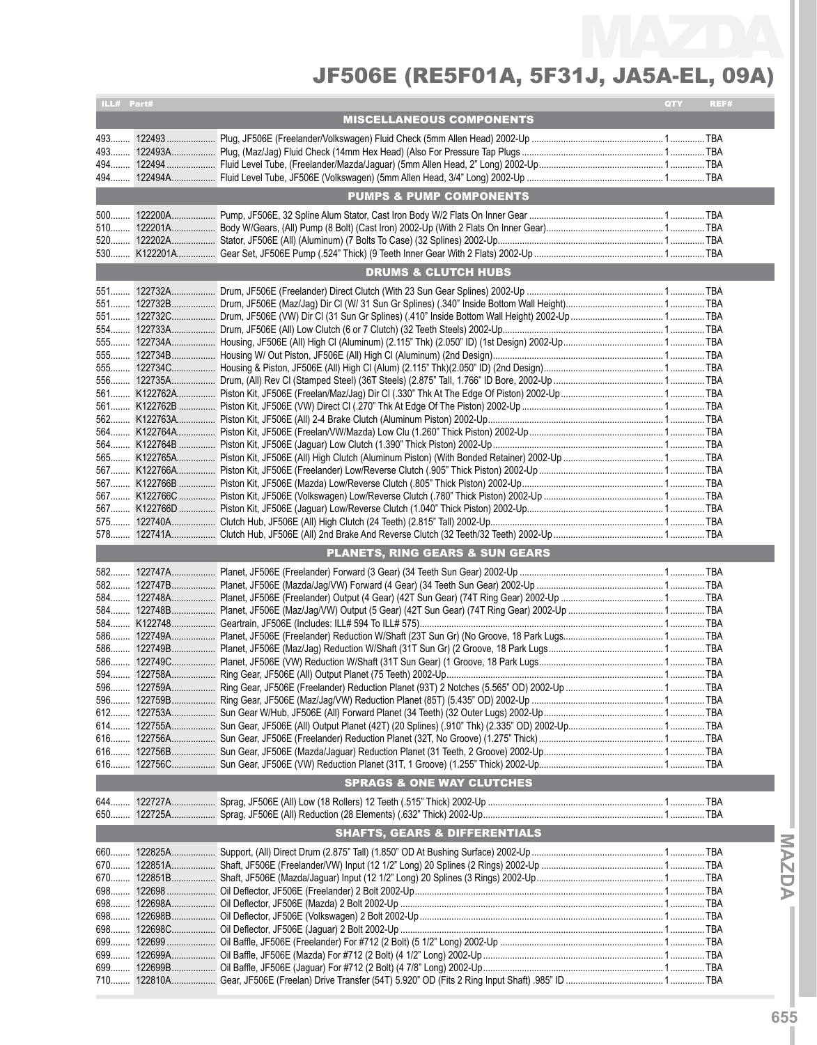# MAZDA

## JF506E (RE5F01A, 5F31J, JA5A-EL, 09A)

| ILL# | Part# | | QTY | REF# |
|---|---|---|---|---|
| | | **MISCELLANEOUS COMPONENTS** | | |
| 493 | 122493 | Plug, JF506E (Freelander/Volkswagen) Fluid Check (5mm Allen Head) 2002-Up | 1 | TBA |
| 493 | 122493A | Plug, (Maz/Jag) Fluid Check (14mm Hex Head) (Also For Pressure Tap Plugs | 1 | TBA |
| 494 | 122494 | Fluid Level Tube, (Freelander/Mazda/Jaguar) (5mm Allen Head, 2" Long) 2002-Up | 1 | TBA |
| 494 | 122494A | Fluid Level Tube, JF506E (Volkswagen) (5mm Allen Head, 3/4" Long) 2002-Up | 1 | TBA |
| | | **PUMPS & PUMP COMPONENTS** | | |
| 500 | 122200A | Pump, JF506E, 32 Spline Alum Stator, Cast Iron Body W/2 Flats On Inner Gear | 1 | TBA |
| 510 | 122201A | Body W/Gears, (All) Pump (8 Bolt) (Cast Iron) 2002-Up (With 2 Flats On Inner Gear) | 1 | TBA |
| 520 | 122202A | Stator, JF506E (All) (Aluminum) (7 Bolts To Case) (32 Splines) 2002-Up | 1 | TBA |
| 530 | K122201A | Gear Set, JF506E Pump (.524" Thick) (9 Teeth Inner Gear With 2 Flats) 2002-Up | 1 | TBA |
| | | **DRUMS & CLUTCH HUBS** | | |
| 551 | 122732A | Drum, JF506E (Freelander) Direct Clutch (With 23 Sun Gear Splines) 2002-Up | 1 | TBA |
| 551 | 122732B | Drum, JF506E (Maz/Jag) Dir Cl (W/ 31 Sun Gr Splines) (.340" Inside Bottom Wall Height) | 1 | TBA |
| 551 | 122732C | Drum, JF506E (VW) Dir Cl (31 Sun Gr Splines) (.410" Inside Bottom Wall Height) 2002-Up | 1 | TBA |
| 554 | 122733A | Drum, JF506E (All) Low Clutch (6 or 7 Clutch) (32 Teeth Steels) 2002-Up | 1 | TBA |
| 555 | 122734A | Housing, JF506E (All) High Cl (Aluminum) (2.115" Thk) (2.050" ID) (1st Design) 2002-Up | 1 | TBA |
| 555 | 122734B | Housing W/ Out Piston, JF506E (All) High Cl (Aluminum) (2nd Design) | 1 | TBA |
| 555 | 122734C | Housing & Piston, JF506E (All) High Cl (Alum) (2.115" Thk)(2.050" ID) (2nd Design) | 1 | TBA |
| 556 | 122735A | Drum, (All) Rev Cl (Stamped Steel) (36T Steels) (2.875" Tall, 1.766" ID Bore, 2002-Up | 1 | TBA |
| 561 | K122762A | Piston Kit, JF506E (Freelan/Maz/Jag) Dir Cl (.330" Thk At The Edge Of Piston) 2002-Up | 1 | TBA |
| 561 | K122762B | Piston Kit, JF506E (VW) Direct Cl (.270" Thk At Edge Of The Piston) 2002-Up | 1 | TBA |
| 562 | K122763A | Piston Kit, JF506E (All) 2-4 Brake Clutch (Aluminum Piston) 2002-Up | 1 | TBA |
| 564 | K122764A | Piston Kit, JF506E (Freelan/VW/Mazda) Low Clu (1.260" Thick Piston) 2002-Up | 1 | TBA |
| 564 | K122764B | Piston Kit, JF506E (Jaguar) Low Clutch (1.390" Thick Piston) 2002-Up | 1 | TBA |
| 565 | K122765A | Piston Kit, JF506E (All) High Clutch (Aluminum Piston) (With Bonded Retainer) 2002-Up | 1 | TBA |
| 567 | K122766A | Piston Kit, JF506E (Freelander) Low/Reverse Clutch (.905" Thick Piston) 2002-Up | 1 | TBA |
| 567 | K122766B | Piston Kit, JF506E (Mazda) Low/Reverse Clutch (.805" Thick Piston) 2002-Up | 1 | TBA |
| 567 | K122766C | Piston Kit, JF506E (Volkswagen) Low/Reverse Clutch (.780" Thick Piston) 2002-Up | 1 | TBA |
| 567 | K122766D | Piston Kit, JF506E (Jaguar) Low/Reverse Clutch (1.040" Thick Piston) 2002-Up | 1 | TBA |
| 575 | 122740A | Clutch Hub, JF506E (All) High Clutch (24 Teeth) (2.815" Tall) 2002-Up | 1 | TBA |
| 578 | 122741A | Clutch Hub, JF506E (All) 2nd Brake And Reverse Clutch (32 Teeth/32 Teeth) 2002-Up | 1 | TBA |
| | | **PLANETS, RING GEARS & SUN GEARS** | | |
| 582 | 122747A | Planet, JF506E (Freelander) Forward (3 Gear) (34 Teeth Sun Gear) 2002-Up | 1 | TBA |
| 582 | 122747B | Planet, JF506E (Mazda/Jag/VW) Forward (4 Gear) (34 Teeth Sun Gear) 2002-Up | 1 | TBA |
| 584 | 122748A | Planet, JF506E (Freelander) Output (4 Gear) (42T Sun Gear) (74T Ring Gear) 2002-Up | 1 | TBA |
| 584 | 122748B | Planet, JF506E (Maz/Jag/VW) Output (5 Gear) (42T Sun Gear) (74T Ring Gear) 2002-Up | 1 | TBA |
| 584 | K122748 | Geartrain, JF506E (Includes: ILL# 594 To ILL# 575) | 1 | TBA |
| 586 | 122749A | Planet, JF506E (Freelander) Reduction W/Shaft (23T Sun Gr) (No Groove, 18 Park Lugs | 1 | TBA |
| 586 | 122749B | Planet, JF506E (Maz/Jag) Reduction W/Shaft (31T Sun Gr) (2 Groove, 18 Park Lugs | 1 | TBA |
| 586 | 122749C | Planet, JF506E (VW) Reduction W/Shaft (31T Sun Gear) (1 Groove, 18 Park Lugs | 1 | TBA |
| 594 | 122758A | Ring Gear, JF506E (All) Output Planet (75 Teeth) 2002-Up | 1 | TBA |
| 596 | 122759A | Ring Gear, JF506E (Freelander) Reduction Planet (93T) 2 Notches (5.565" OD) 2002-Up | 1 | TBA |
| 596 | 122759B | Ring Gear, JF506E (Maz/Jag/VW) Reduction Planet (85T) (5.435" OD) 2002-Up | 1 | TBA |
| 612 | 122753A | Sun Gear W/Hub, JF506E (All) Forward Planet (34 Teeth) (32 Outer Lugs) 2002-Up | 1 | TBA |
| 614 | 122755A | Sun Gear, JF506E (All) Output Planet (42T) (20 Splines) (.910" Thk) (2.335" OD) 2002-Up | 1 | TBA |
| 616 | 122756A | Sun Gear, JF506E (Freelander) Reduction Planet (32T, No Groove) (1.275" Thick) | 1 | TBA |
| 616 | 122756B | Sun Gear, JF506E (Mazda/Jaguar) Reduction Planet (31 Teeth, 2 Groove) 2002-Up | 1 | TBA |
| 616 | 122756C | Sun Gear, JF506E (VW) Reduction Planet (31T, 1 Groove) (1.255" Thick) 2002-Up | 1 | TBA |
| | | **SPRAGS & ONE WAY CLUTCHES** | | |
| 644 | 122727A | Sprag, JF506E (All) Low (18 Rollers) 12 Teeth (.515" Thick) 2002-Up | 1 | TBA |
| 650 | 122725A | Sprag, JF506E (All) Reduction (28 Elements) (.632" Thick) 2002-Up | 1 | TBA |
| | | **SHAFTS, GEARS & DIFFERENTIALS** | | |
| 660 | 122825A | Support, (All) Direct Drum (2.875" Tall) (1.850" OD At Bushing Surface) 2002-Up | 1 | TBA |
| 670 | 122851A | Shaft, JF506E (Freelander/VW) Input (12 1/2" Long) 20 Splines (2 Rings) 2002-Up | 1 | TBA |
| 670 | 122851B | Shaft, JF506E (Mazda/Jaguar) Input (12 1/2" Long) 20 Splines (3 Rings) 2002-Up | 1 | TBA |
| 698 | 122698 | Oil Deflector, JF506E (Freelander) 2 Bolt 2002-Up | 1 | TBA |
| 698 | 122698A | Oil Deflector, JF506E (Mazda) 2 Bolt 2002-Up | 1 | TBA |
| 698 | 122698B | Oil Deflector, JF506E (Volkswagen) 2 Bolt 2002-Up | 1 | TBA |
| 698 | 122698C | Oil Deflector, JF506E (Jaguar) 2 Bolt 2002-Up | 1 | TBA |
| 699 | 122699 | Oil Baffle, JF506E (Freelander) For #712 (2 Bolt) (5 1/2" Long) 2002-Up | 1 | TBA |
| 699 | 122699A | Oil Baffle, JF506E (Mazda) For #712 (2 Bolt) (4 1/2" Long) 2002-Up | 1 | TBA |
| 699 | 122699B | Oil Baffle, JF506E (Jaguar) For #712 (2 Bolt) (4 7/8" Long) 2002-Up | 1 | TBA |
| 710 | 122810A | Gear, JF506E (Freelan) Drive Transfer (54T) 5.920" OD (Fits 2 Ring Input Shaft) .985" ID | 1 | TBA |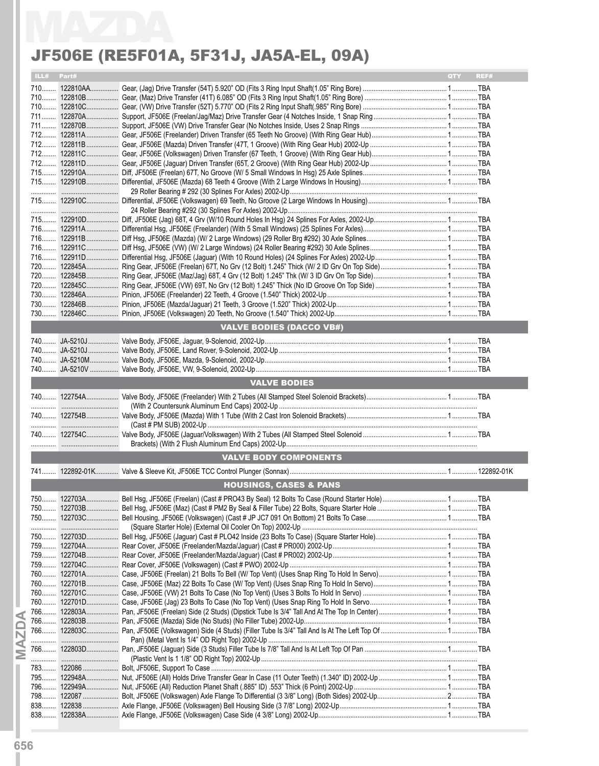# JF506E (RE5F01A, 5F31J, JA5A-EL, 09A)

| ILL# | Part# | Description | QTY | REF# |
|---|---|---|---|---|
| 710 | 122810AA | Gear, (Jag) Drive Transfer (54T) 5.920" OD (Fits 3 Ring Input Shaft(1.05" Ring Bore) | 1 | TBA |
| 710 | 122810B | Gear, (Maz) Drive Transfer (41T) 6.085" OD (Fits 3 Ring Input Shaft(1.05" Ring Bore) | 1 | TBA |
| 710 | 122810C | Gear, (VW) Drive Transfer (52T) 5.770" OD (Fits 2 Ring Input Shaft(.985" Ring Bore) | 1 | TBA |
| 711 | 122870A | Support, JF506E (Freelan/Jag/Maz) Drive Transfer Gear (4 Notches Inside, 1 Snap Ring | 1 | TBA |
| 711 | 122870B | Support, JF506E (VW) Drive Transfer Gear (No Notches Inside, Uses 2 Snap Rings | 1 | TBA |
| 712 | 122811A | Gear, JF506E (Freelander) Driven Transfer (65 Teeth No Groove) (With Ring Gear Hub) | 1 | TBA |
| 712 | 122811B | Gear, JF506E (Mazda) Driven Transfer (47T, 1 Groove) (With Ring Gear Hub) 2002-Up | 1 | TBA |
| 712 | 122811C | Gear, JF506E (Volkswagen) Driven Transfer (67 Teeth, 1 Groove) (With Ring Gear Hub) | 1 | TBA |
| 712 | 122811D | Gear, JF506E (Jaguar) Driven Transfer (65T, 2 Groove) (With Ring Gear Hub) 2002-Up | 1 | TBA |
| 715 | 122910A | Diff, JF506E (Freelan) 67T, No Groove (W/ 5 Small Windows In Hsg) 25 Axle Splines | 1 | TBA |
| 715 | 122910B | Differential, JF506E (Mazda) 68 Teeth 4 Groove (With 2 Large Windows In Housing) 29 Roller Bearing # 292 (30 Splines For Axles) 2002-Up | 1 | TBA |
| 715 | 122910C | Differential, JF506E (Volkswagen) 69 Teeth, No Groove (2 Large Windows In Housing) 24 Roller Bearing #292 (30 Splines For Axles) 2002-Up | 1 | TBA |
| 715 | 122910D | Diff, JF506E (Jag) 68T, 4 Grv (W/10 Round Holes In Hsg) 24 Splines For Axles, 2002-Up | 1 | TBA |
| 716 | 122911A | Differential Hsg, JF506E (Freelander) (With 5 Small Windows) (25 Splines For Axles) | 1 | TBA |
| 716 | 122911B | Diff Hsg, JF506E (Mazda) (W/ 2 Large Windows) (29 Roller Brg #292) 30 Axle Splines | 1 | TBA |
| 716 | 122911C | Diff Hsg, JF506E (VW) (W/ 2 Large Windows) (24 Roller Bearing #292) 30 Axle Splines | 1 | TBA |
| 716 | 122911D | Differential Hsg, JF506E (Jaguar) (With 10 Round Holes) (24 Splines For Axles) 2002-Up | 1 | TBA |
| 720 | 122845A | Ring Gear, JF506E (Freelan) 67T, No Grv (12 Bolt) 1.245" Thick (W/ 2 ID Grv On Top Side) | 1 | TBA |
| 720 | 122845B | Ring Gear, JF506E (Maz/Jag) 68T, 4 Grv (12 Bolt) 1.245" Thk (W/ 3 ID Grv On Top Side) | 1 | TBA |
| 720 | 122845C | Ring Gear, JF506E (VW) 69T, No Grv (12 Bolt) 1.245" Thick (No ID Groove On Top Side) | 1 | TBA |
| 730 | 122846A | Pinion, JF506E (Freelander) 22 Teeth, 4 Groove (1.540" Thick) 2002-Up | 1 | TBA |
| 730 | 122846B | Pinion, JF506E (Mazda/Jaguar) 21 Teeth, 3 Groove (1.520" Thick) 2002-Up | 1 | TBA |
| 730 | 122846C | Pinion, JF506E (Volkswagen) 20 Teeth, No Groove (1.540" Thick) 2002-Up | 1 | TBA |

## VALVE BODIES (DACCO VB#)

| ILL# | Part# | Description | QTY | REF# |
|---|---|---|---|---|
| 740 | JA-5210J | Valve Body, JF506E, Jaguar, 9-Solenoid, 2002-Up | 1 | TBA |
| 740 | JA-5210J | Valve Body, JF506E, Land Rover, 9-Solenoid, 2002-Up | 1 | TBA |
| 740 | JA-5210M | Valve Body, JF506E, Mazda, 9-Solenoid, 2002-Up | 1 | TBA |
| 740 | JA-5210V | Valve Body, JF506E, VW, 9-Solenoid, 2002-Up | 1 | TBA |

## VALVE BODIES

| ILL# | Part# | Description | QTY | REF# |
|---|---|---|---|---|
| 740 | 122754A | Valve Body, JF506E (Freelander) With 2 Tubes (All Stamped Steel Solenoid Brackets) (With 2 Countersunk Aluminum End Caps) 2002-Up | 1 | TBA |
| 740 | 122754B | Valve Body, JF506E (Mazda) With 1 Tube (With 2 Cast Iron Solenoid Brackets) (Cast # PM SUB) 2002-Up | 1 | TBA |
| 740 | 122754C | Valve Body, JF506E (Jaguar/Volkswagen) With 2 Tubes (All Stamped Steel Solenoid Brackets) (With 2 Flush Aluminum End Caps) 2002-Up | 1 | TBA |

## VALVE BODY COMPONENTS

| ILL# | Part# | Description | QTY | REF# |
|---|---|---|---|---|
| 741 | 122892-01K | Valve & Sleeve Kit, JF506E TCC Control Plunger (Sonnax) | 1 | 122892-01K |

## HOUSINGS, CASES & PANS

| ILL# | Part# | Description | QTY | REF# |
|---|---|---|---|---|
| 750 | 122703A | Bell Hsg, JF506E (Freelan) (Cast # PRO43 By Seal) 12 Bolts To Case (Round Starter Hole) | 1 | TBA |
| 750 | 122703B | Bell Hsg, JF506E (Maz) (Cast # PM2 By Seal & Filler Tube) 22 Bolts, Square Starter Hole | 1 | TBA |
| 750 | 122703C | Bell Housing, JF506E (Volkswagen) (Cast # JP JC7 091 On Bottom) 21 Bolts To Case (Square Starter Hole) (External Oil Cooler On Top) 2002-Up | 1 | TBA |
| 750 | 122703D | Bell Hsg, JF506E (Jaguar) Cast # PLO42 Inside (23 Bolts To Case) (Square Starter Hole) | 1 | TBA |
| 759 | 122704A | Rear Cover, JF506E (Freelander/Mazda/Jaguar) (Cast # PR000) 2002-Up | 1 | TBA |
| 759 | 122704B | Rear Cover, JF506E (Freelander/Mazda/Jaguar) (Cast # PR002) 2002-Up | 1 | TBA |
| 759 | 122704C | Rear Cover, JF506E (Volkswagen) (Cast # PWO) 2002-Up | 1 | TBA |
| 760 | 122701A | Case, JF506E (Freelan) 21 Bolts To Bell (W/ Top Vent) (Uses Snap Ring To Hold In Servo) | 1 | TBA |
| 760 | 122701B | Case, JF506E (Maz) 22 Bolts To Case (W/ Top Vent) (Uses Snap Ring To Hold In Servo) | 1 | TBA |
| 760 | 122701C | Case, JF506E (VW) 21 Bolts To Case (No Top Vent) (Uses 3 Bolts To Hold In Servo) | 1 | TBA |
| 760 | 122701D | Case, JF506E (Jag) 23 Bolts To Case (No Top Vent) (Uses Snap Ring To Hold In Servo) | 1 | TBA |
| 766 | 122803A | Pan, JF506E (Freelan) Side (2 Studs) (Dipstick Tube Is 3/4" Tall And At The Top In Center) | 1 | TBA |
| 766 | 122803B | Pan, JF506E (Mazda) Side (No Studs) (No Filler Tube) 2002-Up | 1 | TBA |
| 766 | 122803C | Pan, JF506E (Volkswagen) Side (4 Studs) (Filler Tube Is 3/4" Tall And Is At The Left Top Of Pan) (Metal Vent Is 1/4" OD Right Top) 2002-Up | 1 | TBA |
| 766 | 122803D | Pan, JF506E (Jaguar) Side (3 Studs) Filler Tube Is 7/8" Tall And Is At Left Top Of Pan (Plastic Vent Is 1 1/8" OD Right Top) 2002-Up | 1 | TBA |
| 783 | 122086 | Bolt, JF506E, Support To Case | 1 | TBA |
| 795 | 122948A | Nut, JF506E (All) Holds Drive Transfer Gear In Case (11 Outer Teeth) (1.340" ID) 2002-Up | 1 | TBA |
| 796 | 122949A | Nut, JF506E (All) Reduction Planet Shaft (.885" ID) .553" Thick (6 Point) 2002-Up | 1 | TBA |
| 798 | 122087 | Bolt, JF506E (Volkswagen) Axle Flange To Differential (3 3/8" Long) (Both Sides) 2002-Up | 2 | TBA |
| 838 | 122838 | Axle Flange, JF506E (Volkswagen) Bell Housing Side (3 7/8" Long) 2002-Up | 1 | TBA |
| 838 | 122838A | Axle Flange, JF506E (Volkswagen) Case Side (4 3/8" Long) 2002-Up | 1 | TBA |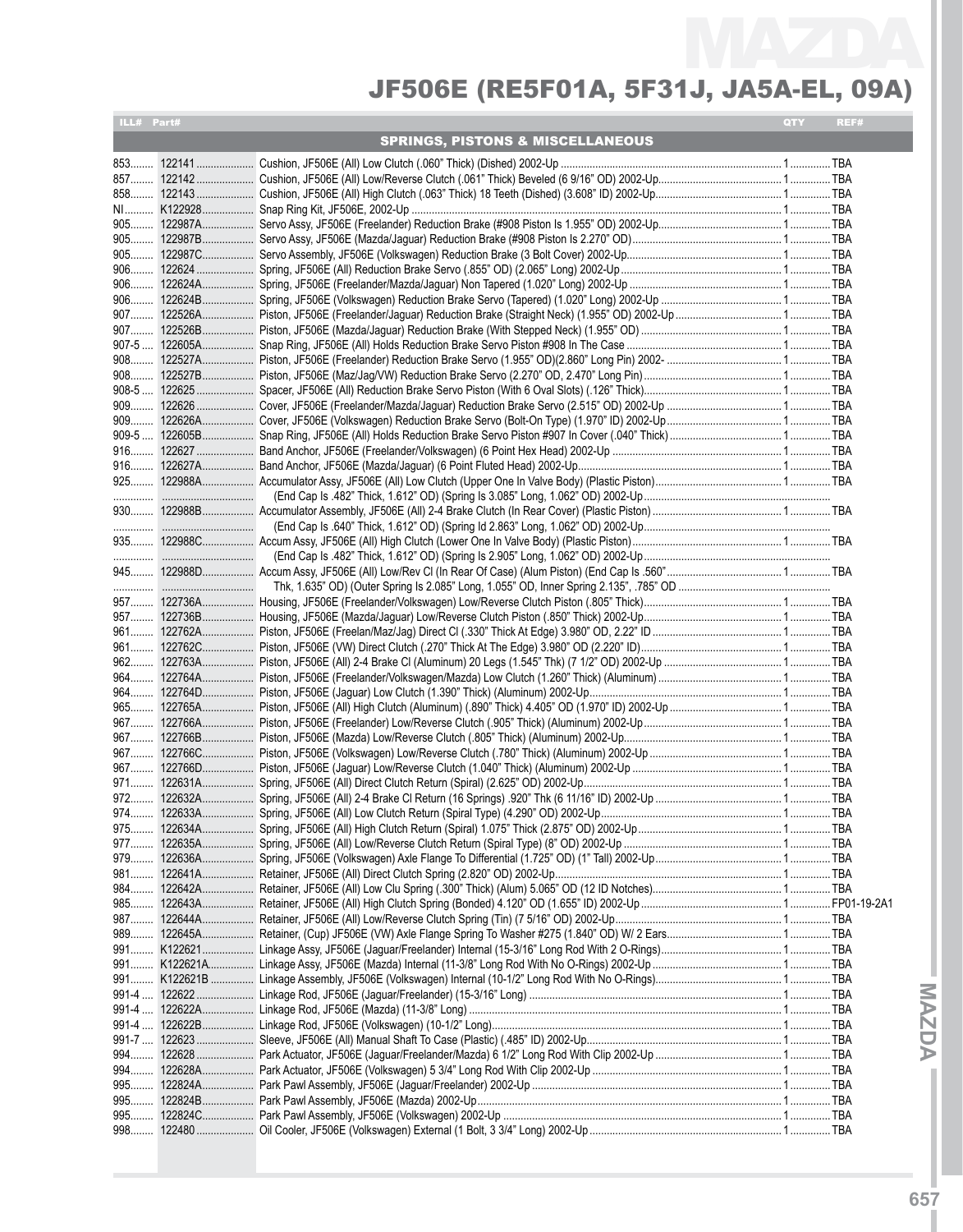# MAZDA

## JF506E (RE5F01A, 5F31J, JA5A-EL, 09A)

| ILL# | Part# | | QTY | REF# |
|---|---|---|---|---|
| | | **SPRINGS, PISTONS & MISCELLANEOUS** | | |
| 853 | 122141 | Cushion, JF506E (All) Low Clutch (.060" Thick) (Dished) 2002-Up | 1 | TBA |
| 857 | 122142 | Cushion, JF506E (All) Low/Reverse Clutch (.061" Thick) Beveled (6 9/16" OD) 2002-Up | 1 | TBA |
| 858 | 122143 | Cushion, JF506E (All) High Clutch (.063" Thick) 18 Teeth (Dished) (3.608" ID) 2002-Up | 1 | TBA |
| NI | K122928 | Snap Ring Kit, JF506E, 2002-Up | 1 | TBA |
| 905 | 122987A | Servo Assy, JF506E (Freelander) Reduction Brake (#908 Piston Is 1.955" OD) 2002-Up | 1 | TBA |
| 905 | 122987B | Servo Assy, JF506E (Mazda/Jaguar) Reduction Brake (#908 Piston Is 2.270" OD) | 1 | TBA |
| 905 | 122987C | Servo Assembly, JF506E (Volkswagen) Reduction Brake (3 Bolt Cover) 2002-Up | 1 | TBA |
| 906 | 122624 | Spring, JF506E (All) Reduction Brake Servo (.855" OD) (2.065" Long) 2002-Up | 1 | TBA |
| 906 | 122624A | Spring, JF506E (Freelander/Mazda/Jaguar) Non Tapered (1.020" Long) 2002-Up | 1 | TBA |
| 906 | 122624B | Spring, JF506E (Volkswagen) Reduction Brake Servo (Tapered) (1.020" Long) 2002-Up | 1 | TBA |
| 907 | 122526A | Piston, JF506E (Freelander/Jaguar) Reduction Brake (Straight Neck) (1.955" OD) 2002-Up | 1 | TBA |
| 907 | 122526B | Piston, JF506E (Mazda/Jaguar) Reduction Brake (With Stepped Neck) (1.955" OD) | 1 | TBA |
| 907-5 | 122605A | Snap Ring, JF506E (All) Holds Reduction Brake Servo Piston #908 In The Case | 1 | TBA |
| 908 | 122527A | Piston, JF506E (Freelander) Reduction Brake Servo (1.955" OD)(2.860" Long Pin) 2002- | 1 | TBA |
| 908 | 122527B | Piston, JF506E (Maz/Jag/VW) Reduction Brake Servo (2.270" OD, 2.470" Long Pin) | 1 | TBA |
| 908-5 | 122625 | Spacer, JF506E (All) Reduction Brake Servo Piston (With 6 Oval Slots) (.126" Thick) | 1 | TBA |
| 909 | 122626 | Cover, JF506E (Freelander/Mazda/Jaguar) Reduction Brake Servo (2.515" OD) 2002-Up | 1 | TBA |
| 909 | 122626A | Cover, JF506E (Volkswagen) Reduction Brake Servo (Bolt-On Type) (1.970" ID) 2002-Up | 1 | TBA |
| 909-5 | 122605B | Snap Ring, JF506E (All) Holds Reduction Brake Servo Piston #907 In Cover (.040" Thick) | 1 | TBA |
| 916 | 122627 | Band Anchor, JF506E (Freelander/Volkswagen) (6 Point Hex Head) 2002-Up | 1 | TBA |
| 916 | 122627A | Band Anchor, JF506E (Mazda/Jaguar) (6 Point Fluted Head) 2002-Up | 1 | TBA |
| 925 | 122988A | Accumulator Assy, JF506E (All) Low Clutch (Upper One In Valve Body) (Plastic Piston) | 1 | TBA |
| | | (End Cap Is .482" Thick, 1.612" OD) (Spring Is 3.085" Long, 1.062" OD) 2002-Up | | |
| 930 | 122988B | Accumulator Assembly, JF506E (All) 2-4 Brake Clutch (In Rear Cover) (Plastic Piston) | 1 | TBA |
| | | (End Cap Is .640" Thick, 1.612" OD) (Spring Id 2.863" Long, 1.062" OD) 2002-Up | | |
| 935 | 122988C | Accum Assy, JF506E (All) High Clutch (Lower One In Valve Body) (Plastic Piston) | 1 | TBA |
| | | (End Cap Is .482" Thick, 1.612" OD) (Spring Is 2.905" Long, 1.062" OD) 2002-Up | | |
| 945 | 122988D | Accum Assy, JF506E (All) Low/Rev Cl (In Rear Of Case) (Alum Piston) (End Cap Is .560" | 1 | TBA |
| | | Thk, 1.635" OD) (Outer Spring Is 2.085" Long, 1.055" OD, Inner Spring 2.135", .785" OD | | |
| 957 | 122736A | Housing, JF506E (Freelander/Volkswagen) Low/Reverse Clutch Piston (.805" Thick) | 1 | TBA |
| 957 | 122736B | Housing, JF506E (Mazda/Jaguar) Low/Reverse Clutch Piston (.850" Thick) 2002-Up | 1 | TBA |
| 961 | 122762A | Piston, JF506E (Freelan/Maz/Jag) Direct Cl (.330" Thick At Edge) 3.980" OD, 2.22" ID | 1 | TBA |
| 961 | 122762C | Piston, JF506E (VW) Direct Clutch (.270" Thick At The Edge) 3.980" OD (2.220" ID) | 1 | TBA |
| 962 | 122763A | Piston, JF506E (All) 2-4 Brake Cl (Aluminum) 20 Legs (1.545" Thk) (7 1/2" OD) 2002-Up | 1 | TBA |
| 964 | 122764A | Piston, JF506E (Freelander/Volkswagen/Mazda) Low Clutch (1.260" Thick) (Aluminum) | 1 | TBA |
| 964 | 122764D | Piston, JF506E (Jaguar) Low Clutch (1.390" Thick) (Aluminum) 2002-Up | 1 | TBA |
| 965 | 122765A | Piston, JF506E (All) High Clutch (Aluminum) (.890" Thick) 4.405" OD (1.970" ID) 2002-Up | 1 | TBA |
| 967 | 122766A | Piston, JF506E (Freelander) Low/Reverse Clutch (.905" Thick) (Aluminum) 2002-Up | 1 | TBA |
| 967 | 122766B | Piston, JF506E (Mazda) Low/Reverse Clutch (.805" Thick) (Aluminum) 2002-Up | 1 | TBA |
| 967 | 122766C | Piston, JF506E (Volkswagen) Low/Reverse Clutch (.780" Thick) (Aluminum) 2002-Up | 1 | TBA |
| 967 | 122766D | Piston, JF506E (Jaguar) Low/Reverse Clutch (1.040" Thick) (Aluminum) 2002-Up | 1 | TBA |
| 971 | 122631A | Spring, JF506E (All) Direct Clutch Return (Spiral) (2.625" OD) 2002-Up | 1 | TBA |
| 972 | 122632A | Spring, JF506E (All) 2-4 Brake Cl Return (16 Springs) .920" Thk (6 11/16" ID) 2002-Up | 1 | TBA |
| 974 | 122633A | Spring, JF506E (All) Low Clutch Return (Spiral Type) (4.290" OD) 2002-Up | 1 | TBA |
| 975 | 122634A | Spring, JF506E (All) High Clutch Return (Spiral) 1.075" Thick (2.875" OD) 2002-Up | 1 | TBA |
| 977 | 122635A | Spring, JF506E (All) Low/Reverse Clutch Return (Spiral Type) (8" OD) 2002-Up | 1 | TBA |
| 979 | 122636A | Spring, JF506E (Volkswagen) Axle Flange To Differential (1.725" OD) (1" Tall) 2002-Up | 1 | TBA |
| 981 | 122641A | Retainer, JF506E (All) Direct Clutch Spring (2.820" OD) 2002-Up | 1 | TBA |
| 984 | 122642A | Retainer, JF506E (All) Low Clu Spring (.300" Thick) (Alum) 5.065" OD (12 ID Notches) | 1 | TBA |
| 985 | 122643A | Retainer, JF506E (All) High Clutch Spring (Bonded) 4.120" OD (1.655" ID) 2002-Up | 1 | FP01-19-2A1 |
| 987 | 122644A | Retainer, JF506E (All) Low/Reverse Clutch Spring (Tin) (7 5/16" OD) 2002-Up | 1 | TBA |
| 989 | 122645A | Retainer, (Cup) JF506E (VW) Axle Flange Spring To Washer #275 (1.840" OD) W/ 2 Ears | 1 | TBA |
| 991 | K122621 | Linkage Assy, JF506E (Jaguar/Freelander) Internal (15-3/16" Long Rod With 2 O-Rings) | 1 | TBA |
| 991 | K122621A | Linkage Assy, JF506E (Mazda) Internal (11-3/8" Long Rod With No O-Rings) 2002-Up | 1 | TBA |
| 991 | K122621B | Linkage Assembly, JF506E (Volkswagen) Internal (10-1/2" Long Rod With No O-Rings) | 1 | TBA |
| 991-4 | 122622 | Linkage Rod, JF506E (Jaguar/Freelander) (15-3/16" Long) | 1 | TBA |
| 991-4 | 122622A | Linkage Rod, JF506E (Mazda) (11-3/8" Long) | 1 | TBA |
| 991-4 | 122622B | Linkage Rod, JF506E (Volkswagen) (10-1/2" Long) | 1 | TBA |
| 991-7 | 122623 | Sleeve, JF506E (All) Manual Shaft To Case (Plastic) (.485" ID) 2002-Up | 1 | TBA |
| 994 | 122628 | Park Actuator, JF506E (Jaguar/Freelander/Mazda) 6 1/2" Long Rod With Clip 2002-Up | 1 | TBA |
| 994 | 122628A | Park Actuator, JF506E (Volkswagen) 5 3/4" Long Rod With Clip 2002-Up | 1 | TBA |
| 995 | 122824A | Park Pawl Assembly, JF506E (Jaguar/Freelander) 2002-Up | 1 | TBA |
| 995 | 122824B | Park Pawl Assembly, JF506E (Mazda) 2002-Up | 1 | TBA |
| 995 | 122824C | Park Pawl Assembly, JF506E (Volkswagen) 2002-Up | 1 | TBA |
| 998 | 122480 | Oil Cooler, JF506E (Volkswagen) External (1 Bolt, 3 3/4" Long) 2002-Up | 1 | TBA |